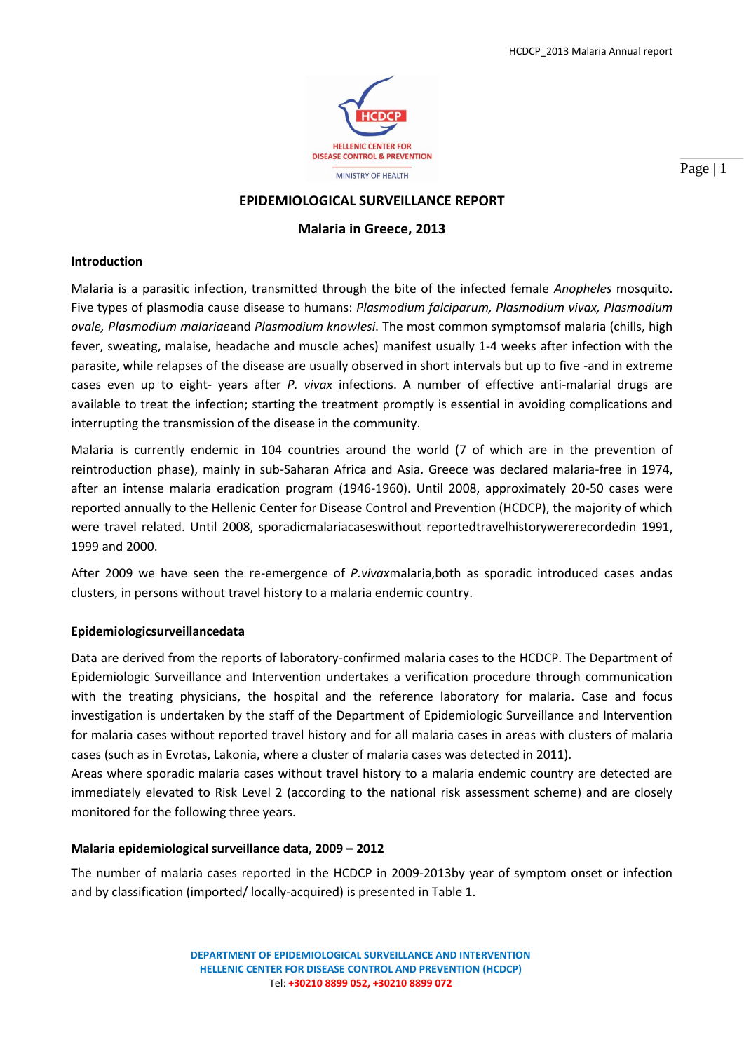# EPIDEMIOLOGICAL SURVEILLANCE REPORT

## Malaria in Greece, 2013

### Introduction

Malaria is a parasitic infection, transmitted through the bite of the infected female *Anopheles* mosquito. Five types of plasmodia cause disease to humans: *Plasmodium falciparum, Plasmodium vivax, Plasmodium ovale, Plasmodium malariae*and *Plasmodium knowlesi*. The most common symptomsof malaria (chills, high fever, sweating, malaise, headache and muscle aches) manifest usually 1-4 weeks after infection with the parasite, while relapses of the disease are usually observed in short intervals but up to five -and in extreme cases even up to eight- years after *P. vivax* infections. A number of effective anti-malarial drugs are available to treat the infection; starting the treatment promptly is essential in avoiding complications and interrupting the transmission of the disease in the community.

Malaria is currently endemic in 104 countries around the world (7 of which are in the prevention of reintroduction phase), mainly in sub-Saharan Africa and Asia. Greece was declared malaria-free in 1974, after an intense malaria eradication program (1946-1960). Until 2008, approximately 20-50 cases were reported annually to the Hellenic Center for Disease Control and Prevention (HCDCP), the majority of which were travel related. Until 2008, sporadicmalariacaseswithout reportedtravelhistorywererecordedin 1991, 1999 and 2000.

After 2009 we have seen the re-emergence of *P.vivax*malaria,both as sporadic introduced cases andas clusters, in persons without travel history to a malaria endemic country.

### Epidemiologicsurveillancedata

Data are derived from the reports of laboratory-confirmed malaria cases to the HCDCP. The Department of Epidemiologic Surveillance and Intervention undertakes a verification procedure through communication with the treating physicians, the hospital and the reference laboratory for malaria. Case and focus investigation is undertaken by the staff of the Department of Epidemiologic Surveillance and Intervention for malaria cases without reported travel history and for all malaria cases in areas with clusters of malaria cases (such as in Evrotas, Lakonia, where a cluster of malaria cases was detected in 2011).

Areas where sporadic malaria cases without travel history to a malaria endemic country are detected are immediately elevated to Risk Level 2 (according to the national risk assessment scheme) and are closely monitored for the following three years.

### Malaria epidemiological surveillance data, 2009 – 2012

The number of malaria cases reported in the HCDCP in 2009-2013by year of symptom onset or infection and by classification (imported/ locally-acquired) is presented in Table 1.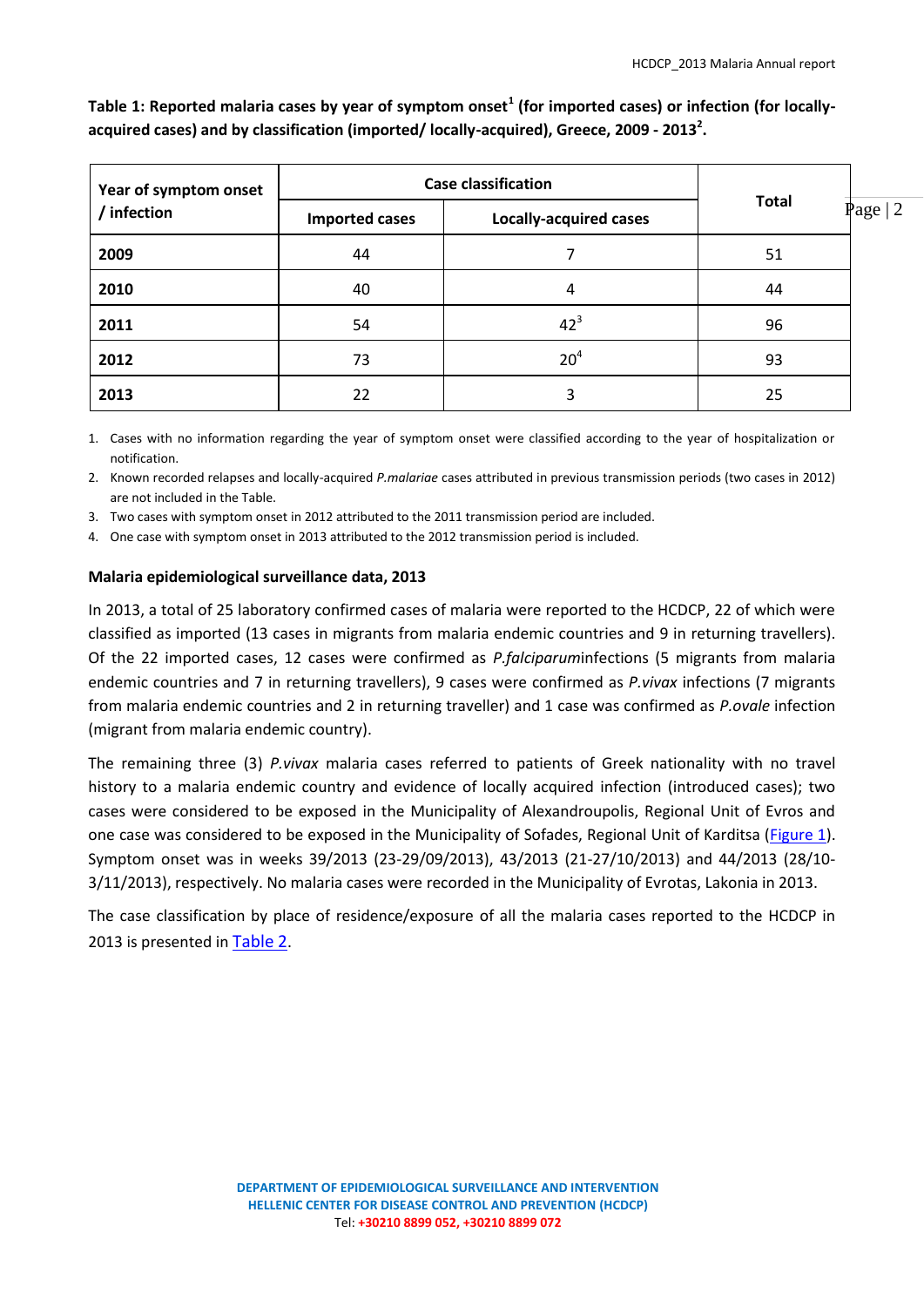**Table 1: Reported malaria cases by year of symptom onset[1] (for imported cases) or infection (for locally-acquired cases) and by classification (imported/ locally-acquired), Greece, 2009 - 2013[2].**

| Year of symptom onset / infection | Case classification | | Total |
|---|---|---|---|
| | Imported cases | Locally-acquired cases | |
| **2009** | 44 | 7 | 51 |
| **2010** | 40 | 4 | 44 |
| **2011** | 54 | 42[3] | 96 |
| **2012** | 73 | 20[4] | 93 |
| **2013** | 22 | 3 | 25 |

1. Cases with no information regarding the year of symptom onset were classified according to the year of hospitalization or notification.
2. Known recorded relapses and locally-acquired *P.malariae* cases attributed in previous transmission periods (two cases in 2012) are not included in the Table.
3. Two cases with symptom onset in 2012 attributed to the 2011 transmission period are included.
4. One case with symptom onset in 2013 attributed to the 2012 transmission period is included.

### Malaria epidemiological surveillance data, 2013

In 2013, a total of 25 laboratory confirmed cases of malaria were reported to the HCDCP, 22 of which were classified as imported (13 cases in migrants from malaria endemic countries and 9 in returning travellers). Of the 22 imported cases, 12 cases were confirmed as *P.falciparum*infections (5 migrants from malaria endemic countries and 7 in returning travellers), 9 cases were confirmed as *P.vivax* infections (7 migrants from malaria endemic countries and 2 in returning traveller) and 1 case was confirmed as *P.ovale* infection (migrant from malaria endemic country).

The remaining three (3) *P.vivax* malaria cases referred to patients of Greek nationality with no travel history to a malaria endemic country and evidence of locally acquired infection (introduced cases); two cases were considered to be exposed in the Municipality of Alexandroupolis, Regional Unit of Evros and one case was considered to be exposed in the Municipality of Sofades, Regional Unit of Karditsa (Figure 1). Symptom onset was in weeks 39/2013 (23-29/09/2013), 43/2013 (21-27/10/2013) and 44/2013 (28/10-3/11/2013), respectively. No malaria cases were recorded in the Municipality of Evrotas, Lakonia in 2013.

The case classification by place of residence/exposure of all the malaria cases reported to the HCDCP in 2013 is presented in Table 2.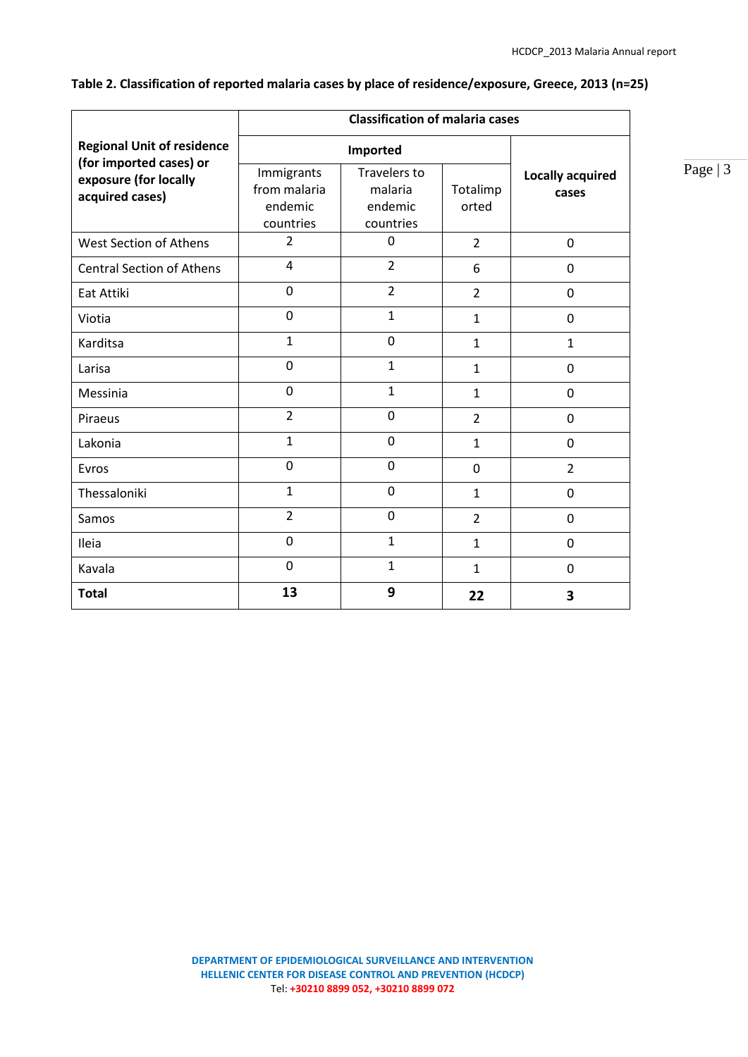**Table 2. Classification of reported malaria cases by place of residence/exposure, Greece, 2013 (n=25)**

| Regional Unit of residence (for imported cases) or exposure (for locally acquired cases) | Classification of malaria cases | | | |
|---|---|---|---|---|
| | Imported | | | Locally acquired cases |
| | Immigrants from malaria endemic countries | Travelers to malaria endemic countries | Totalimported | |
| West Section of Athens | 2 | 0 | 2 | 0 |
| Central Section of Athens | 4 | 2 | 6 | 0 |
| Eat Attiki | 0 | 2 | 2 | 0 |
| Viotia | 0 | 1 | 1 | 0 |
| Karditsa | 1 | 0 | 1 | 1 |
| Larisa | 0 | 1 | 1 | 0 |
| Messinia | 0 | 1 | 1 | 0 |
| Piraeus | 2 | 0 | 2 | 0 |
| Lakonia | 1 | 0 | 1 | 0 |
| Evros | 0 | 0 | 0 | 2 |
| Thessaloniki | 1 | 0 | 1 | 0 |
| Samos | 2 | 0 | 2 | 0 |
| Ileia | 0 | 1 | 1 | 0 |
| Kavala | 0 | 1 | 1 | 0 |
| **Total** | **13** | **9** | **22** | **3** |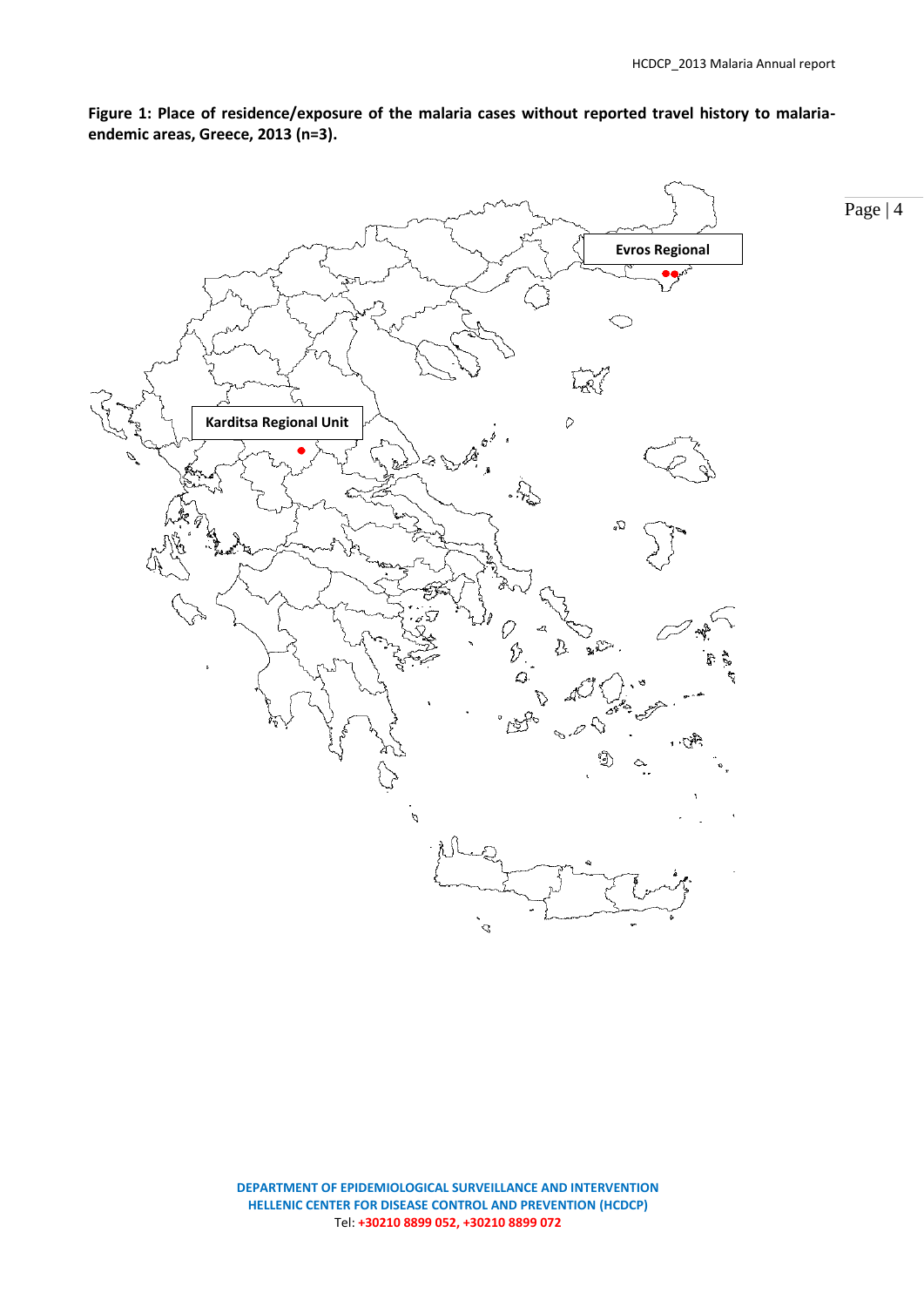**Figure 1: Place of residence/exposure of the malaria cases without reported travel history to malaria-endemic areas, Greece, 2013 (n=3).**

Evros Regional

Karditsa Regional Unit

**DEPARTMENT OF EPIDEMIOLOGICAL SURVEILLANCE AND INTERVENTION**
**HELLENIC CENTER FOR DISEASE CONTROL AND PREVENTION (HCDCP)**
Tel: **+30210 8899 052, +30210 8899 072**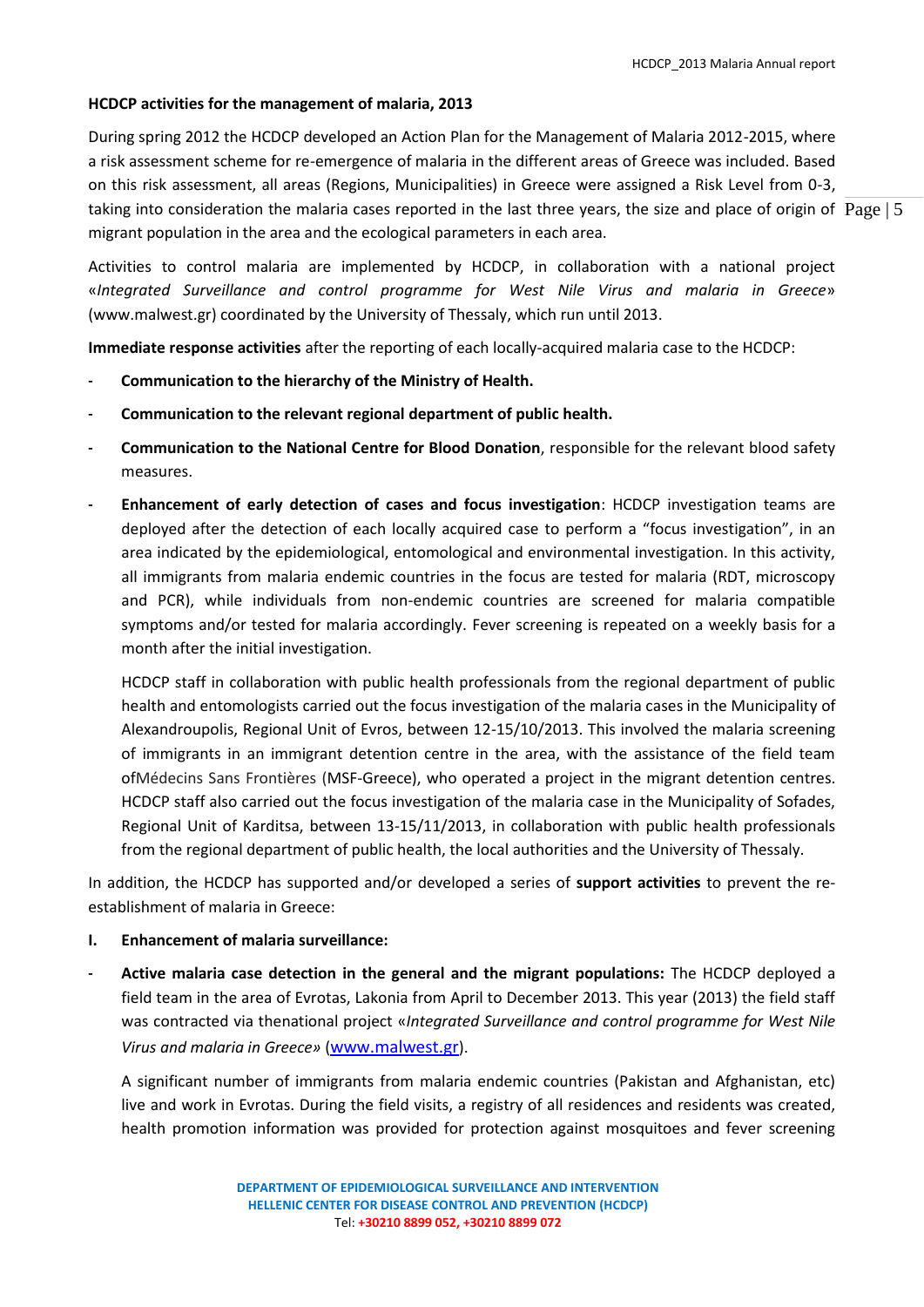**HCDCP activities for the management of malaria, 2013**

During spring 2012 the HCDCP developed an Action Plan for the Management of Malaria 2012-2015, where a risk assessment scheme for re-emergence of malaria in the different areas of Greece was included. Based on this risk assessment, all areas (Regions, Municipalities) in Greece were assigned a Risk Level from 0-3, taking into consideration the malaria cases reported in the last three years, the size and place of origin of migrant population in the area and the ecological parameters in each area.

Activities to control malaria are implemented by HCDCP, in collaboration with a national project «*Integrated Surveillance and control programme for West Nile Virus and malaria in Greece*» (www.malwest.gr) coordinated by the University of Thessaly, which run until 2013.

**Immediate response activities** after the reporting of each locally-acquired malaria case to the HCDCP:

- **Communication to the hierarchy of the Ministry of Health.**
- **Communication to the relevant regional department of public health.**
- **Communication to the National Centre for Blood Donation**, responsible for the relevant blood safety measures.
- **Enhancement of early detection of cases and focus investigation**: HCDCP investigation teams are deployed after the detection of each locally acquired case to perform a "focus investigation", in an area indicated by the epidemiological, entomological and environmental investigation. In this activity, all immigrants from malaria endemic countries in the focus are tested for malaria (RDT, microscopy and PCR), while individuals from non-endemic countries are screened for malaria compatible symptoms and/or tested for malaria accordingly. Fever screening is repeated on a weekly basis for a month after the initial investigation.

  HCDCP staff in collaboration with public health professionals from the regional department of public health and entomologists carried out the focus investigation of the malaria cases in the Municipality of Alexandroupolis, Regional Unit of Evros, between 12-15/10/2013. This involved the malaria screening of immigrants in an immigrant detention centre in the area, with the assistance of the field team ofMédecins Sans Frontières (MSF-Greece), who operated a project in the migrant detention centres. HCDCP staff also carried out the focus investigation of the malaria case in the Municipality of Sofades, Regional Unit of Karditsa, between 13-15/11/2013, in collaboration with public health professionals from the regional department of public health, the local authorities and the University of Thessaly.

In addition, the HCDCP has supported and/or developed a series of **support activities** to prevent the re-establishment of malaria in Greece:

**I. Enhancement of malaria surveillance:**

- **Active malaria case detection in the general and the migrant populations:** The HCDCP deployed a field team in the area of Evrotas, Lakonia from April to December 2013. This year (2013) the field staff was contracted via thenational project «*Integrated Surveillance and control programme for West Nile Virus and malaria in Greece*» (www.malwest.gr).

  A significant number of immigrants from malaria endemic countries (Pakistan and Afghanistan, etc) live and work in Evrotas. During the field visits, a registry of all residences and residents was created, health promotion information was provided for protection against mosquitoes and fever screening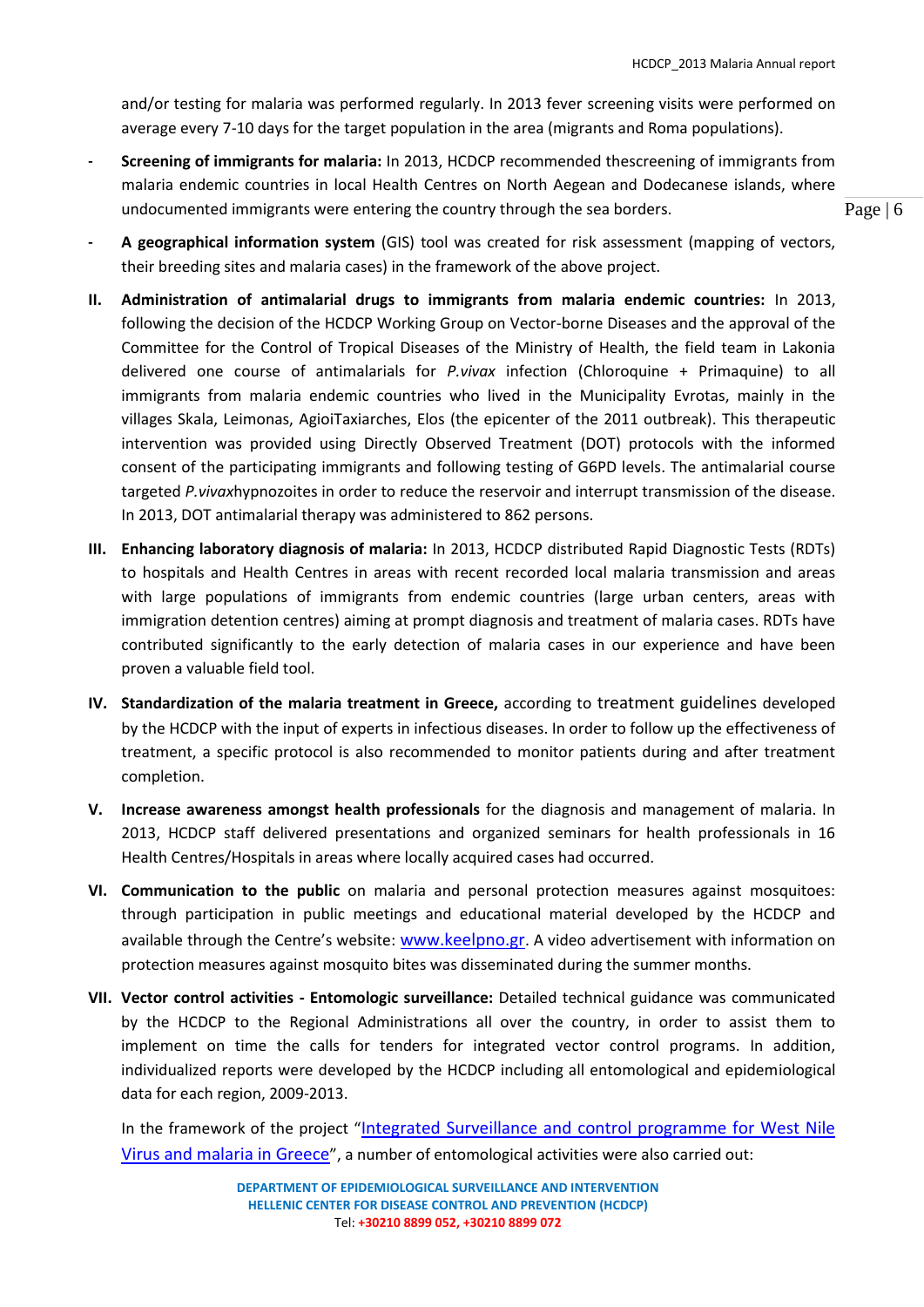and/or testing for malaria was performed regularly. In 2013 fever screening visits were performed on average every 7-10 days for the target population in the area (migrants and Roma populations).

- **Screening of immigrants for malaria:** In 2013, HCDCP recommended thescreening of immigrants from malaria endemic countries in local Health Centres on North Aegean and Dodecanese islands, where undocumented immigrants were entering the country through the sea borders.
- **A geographical information system** (GIS) tool was created for risk assessment (mapping of vectors, their breeding sites and malaria cases) in the framework of the above project.

II. **Administration of antimalarial drugs to immigrants from malaria endemic countries:** In 2013, following the decision of the HCDCP Working Group on Vector-borne Diseases and the approval of the Committee for the Control of Tropical Diseases of the Ministry of Health, the field team in Lakonia delivered one course of antimalarials for *P.vivax* infection (Chloroquine + Primaquine) to all immigrants from malaria endemic countries who lived in the Municipality Evrotas, mainly in the villages Skala, Leimonas, AgioiTaxiarches, Elos (the epicenter of the 2011 outbreak). This therapeutic intervention was provided using Directly Observed Treatment (DOT) protocols with the informed consent of the participating immigrants and following testing of G6PD levels. The antimalarial course targeted *P.vivax*hypnozoites in order to reduce the reservoir and interrupt transmission of the disease. In 2013, DOT antimalarial therapy was administered to 862 persons.

III. **Enhancing laboratory diagnosis of malaria:** In 2013, HCDCP distributed Rapid Diagnostic Tests (RDTs) to hospitals and Health Centres in areas with recent recorded local malaria transmission and areas with large populations of immigrants from endemic countries (large urban centers, areas with immigration detention centres) aiming at prompt diagnosis and treatment of malaria cases. RDTs have contributed significantly to the early detection of malaria cases in our experience and have been proven a valuable field tool.

IV. **Standardization of the malaria treatment in Greece,** according to treatment guidelines developed by the HCDCP with the input of experts in infectious diseases. In order to follow up the effectiveness of treatment, a specific protocol is also recommended to monitor patients during and after treatment completion.

V. **Increase awareness amongst health professionals** for the diagnosis and management of malaria. In 2013, HCDCP staff delivered presentations and organized seminars for health professionals in 16 Health Centres/Hospitals in areas where locally acquired cases had occurred.

VI. **Communication to the public** on malaria and personal protection measures against mosquitoes: through participation in public meetings and educational material developed by the HCDCP and available through the Centre's website: www.keelpno.gr. A video advertisement with information on protection measures against mosquito bites was disseminated during the summer months.

VII. **Vector control activities - Entomologic surveillance:** Detailed technical guidance was communicated by the HCDCP to the Regional Administrations all over the country, in order to assist them to implement on time the calls for tenders for integrated vector control programs. In addition, individualized reports were developed by the HCDCP including all entomological and epidemiological data for each region, 2009-2013.

In the framework of the project "Integrated Surveillance and control programme for West Nile Virus and malaria in Greece", a number of entomological activities were also carried out: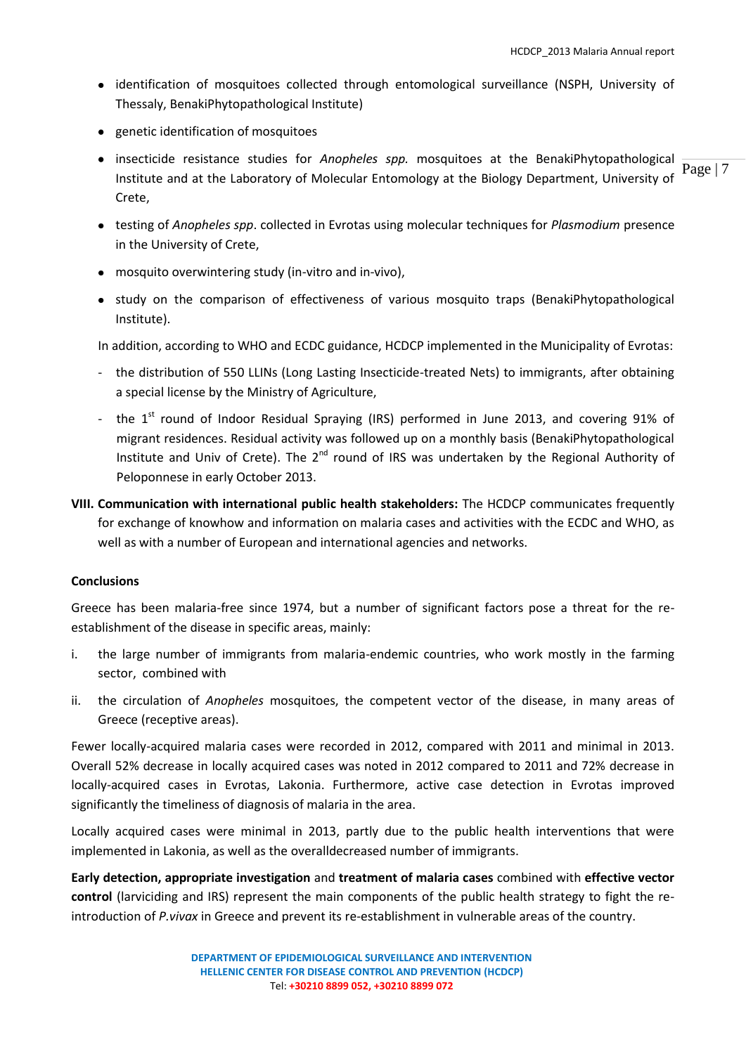- identification of mosquitoes collected through entomological surveillance (NSPH, University of Thessaly, BenakiPhytopathological Institute)
- genetic identification of mosquitoes
- insecticide resistance studies for *Anopheles spp.* mosquitoes at the BenakiPhytopathological Institute and at the Laboratory of Molecular Entomology at the Biology Department, University of Crete,
- testing of *Anopheles spp*. collected in Evrotas using molecular techniques for *Plasmodium* presence in the University of Crete,
- mosquito overwintering study (in-vitro and in-vivo),
- study on the comparison of effectiveness of various mosquito traps (BenakiPhytopathological Institute).

In addition, according to WHO and ECDC guidance, HCDCP implemented in the Municipality of Evrotas:

- the distribution of 550 LLINs (Long Lasting Insecticide-treated Nets) to immigrants, after obtaining a special license by the Ministry of Agriculture,
- the 1st round of Indoor Residual Spraying (IRS) performed in June 2013, and covering 91% of migrant residences. Residual activity was followed up on a monthly basis (BenakiPhytopathological Institute and Univ of Crete). The 2nd round of IRS was undertaken by the Regional Authority of Peloponnese in early October 2013.

**VIII. Communication with international public health stakeholders:** The HCDCP communicates frequently for exchange of knowhow and information on malaria cases and activities with the ECDC and WHO, as well as with a number of European and international agencies and networks.

**Conclusions**

Greece has been malaria-free since 1974, but a number of significant factors pose a threat for the re-establishment of the disease in specific areas, mainly:

i. the large number of immigrants from malaria-endemic countries, who work mostly in the farming sector, combined with

ii. the circulation of *Anopheles* mosquitoes, the competent vector of the disease, in many areas of Greece (receptive areas).

Fewer locally-acquired malaria cases were recorded in 2012, compared with 2011 and minimal in 2013. Overall 52% decrease in locally acquired cases was noted in 2012 compared to 2011 and 72% decrease in locally-acquired cases in Evrotas, Lakonia. Furthermore, active case detection in Evrotas improved significantly the timeliness of diagnosis of malaria in the area.

Locally acquired cases were minimal in 2013, partly due to the public health interventions that were implemented in Lakonia, as well as the overalldecreased number of immigrants.

**Early detection, appropriate investigation** and **treatment of malaria cases** combined with **effective vector control** (larviciding and IRS) represent the main components of the public health strategy to fight the re-introduction of *P.vivax* in Greece and prevent its re-establishment in vulnerable areas of the country.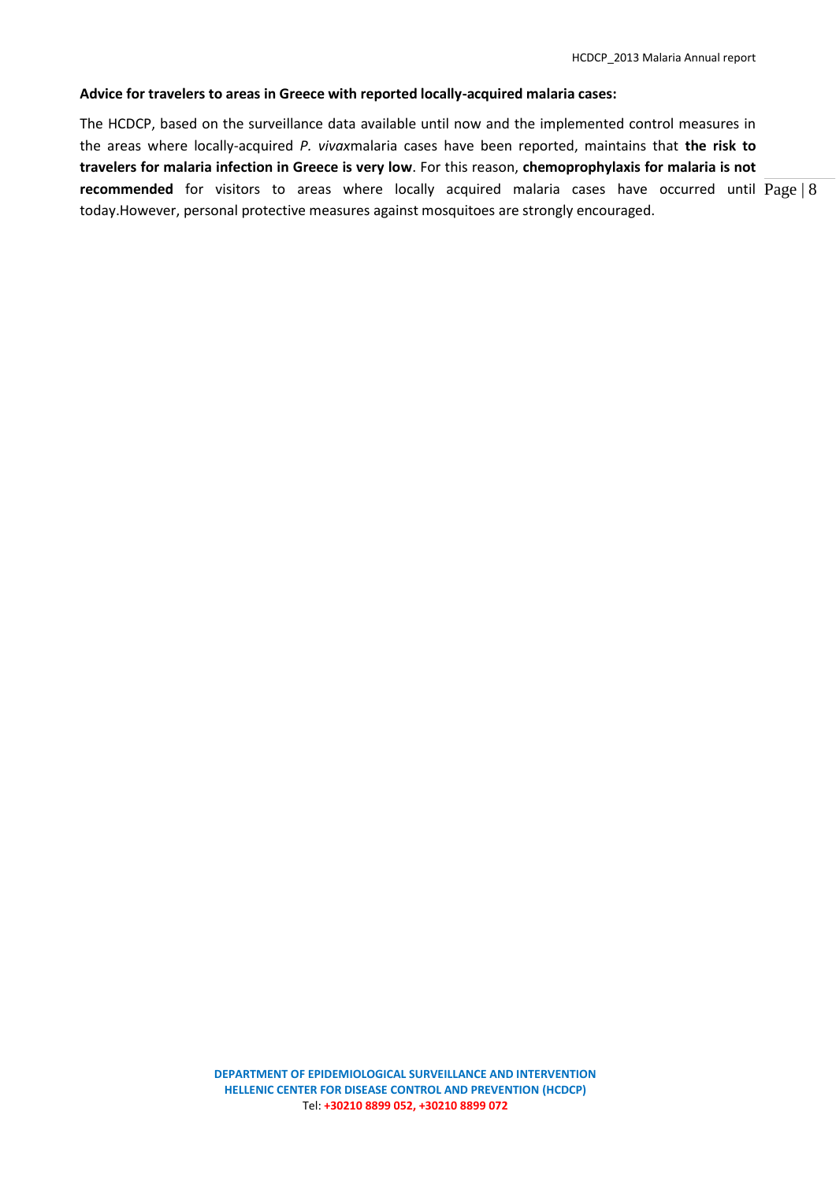**Advice for travelers to areas in Greece with reported locally-acquired malaria cases:**

The HCDCP, based on the surveillance data available until now and the implemented control measures in the areas where locally-acquired *P. vivax*malaria cases have been reported, maintains that **the risk to travelers for malaria infection in Greece is very low**. For this reason, **chemoprophylaxis for malaria is not recommended** for visitors to areas where locally acquired malaria cases have occurred until today.However, personal protective measures against mosquitoes are strongly encouraged.

**DEPARTMENT OF EPIDEMIOLOGICAL SURVEILLANCE AND INTERVENTION**
**HELLENIC CENTER FOR DISEASE CONTROL AND PREVENTION (HCDCP)**
Tel: **+30210 8899 052, +30210 8899 072**